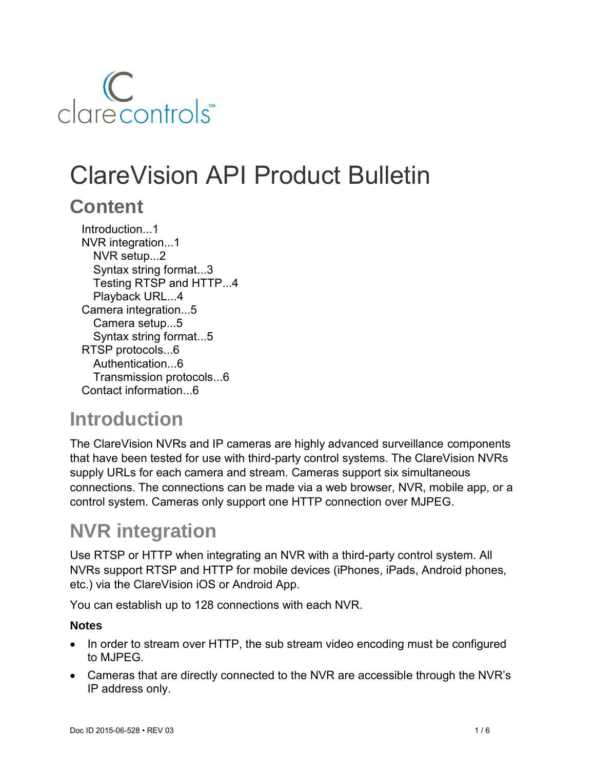clarecontrols™

# ClareVision API Product Bulletin

## Content

- Introduction...1
- NVR integration...1
  - NVR setup...2
  - Syntax string format...3
  - Testing RTSP and HTTP...4
  - Playback URL...4
- Camera integration...5
  - Camera setup...5
  - Syntax string format...5
- RTSP protocols...6
  - Authentication...6
  - Transmission protocols...6
- Contact information...6

## Introduction

The ClareVision NVRs and IP cameras are highly advanced surveillance components that have been tested for use with third-party control systems. The ClareVision NVRs supply URLs for each camera and stream. Cameras support six simultaneous connections. The connections can be made via a web browser, NVR, mobile app, or a control system. Cameras only support one HTTP connection over MJPEG.

## NVR integration

Use RTSP or HTTP when integrating an NVR with a third-party control system. All NVRs support RTSP and HTTP for mobile devices (iPhones, iPads, Android phones, etc.) via the ClareVision iOS or Android App.

You can establish up to 128 connections with each NVR.

**Notes**

- In order to stream over HTTP, the sub stream video encoding must be configured to MJPEG.
- Cameras that are directly connected to the NVR are accessible through the NVR's IP address only.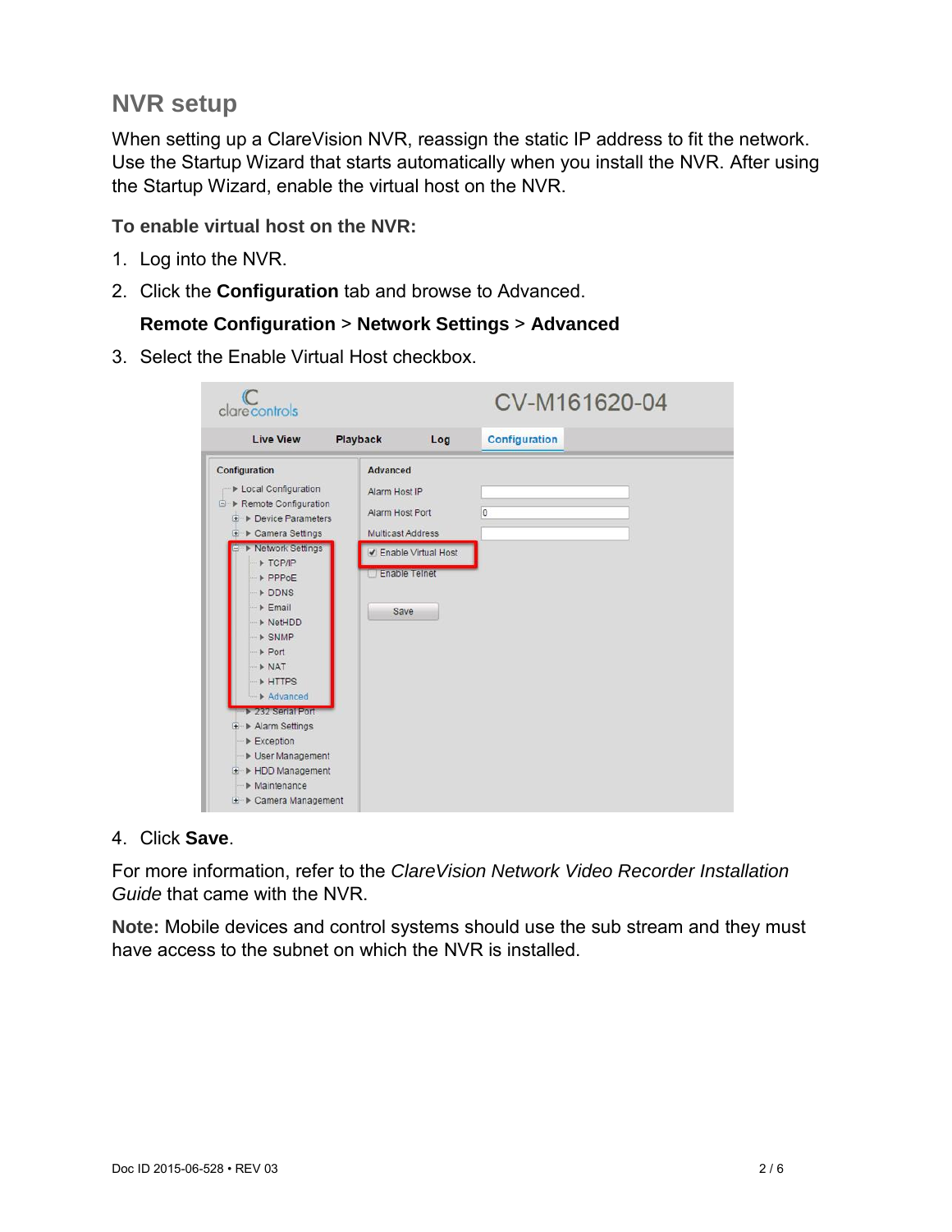## NVR setup

When setting up a ClareVision NVR, reassign the static IP address to fit the network. Use the Startup Wizard that starts automatically when you install the NVR. After using the Startup Wizard, enable the virtual host on the NVR.

### To enable virtual host on the NVR:

1. Log into the NVR.
2. Click the **Configuration** tab and browse to Advanced.

   **Remote Configuration** > **Network Settings** > **Advanced**
3. Select the Enable Virtual Host checkbox.
4. Click **Save**.

For more information, refer to the *ClareVision Network Video Recorder Installation Guide* that came with the NVR.

**Note:** Mobile devices and control systems should use the sub stream and they must have access to the subnet on which the NVR is installed.

Doc ID 2015-06-528 • REV 03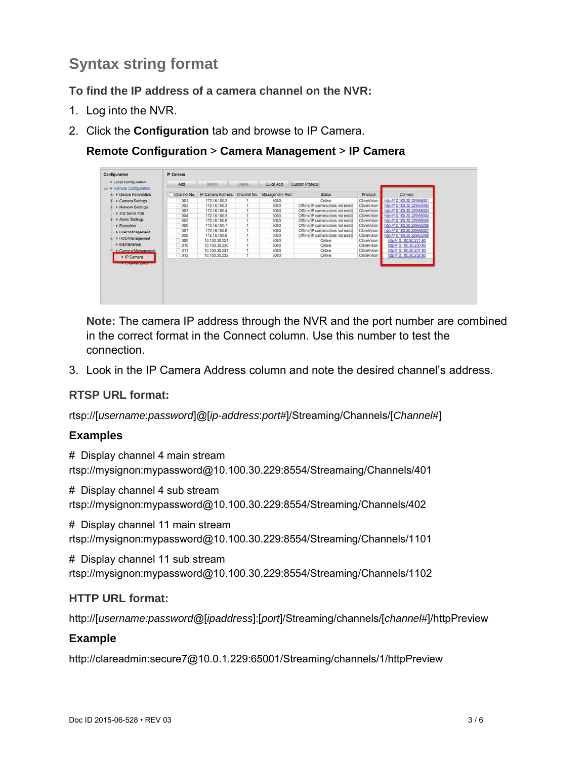## Syntax string format

**To find the IP address of a camera channel on the NVR:**

1. Log into the NVR.
2. Click the **Configuration** tab and browse to IP Camera.

   **Remote Configuration** > **Camera Management** > **IP Camera**

   **Note:** The camera IP address through the NVR and the port number are combined in the correct format in the Connect column. Use this number to test the connection.

3. Look in the IP Camera Address column and note the desired channel's address.

### RTSP URL format:

rtsp://[*username*:*password*]@[*ip-address*:*port#*]/Streaming/Channels/[*Channel#*]

### Examples

\# Display channel 4 main stream
rtsp://mysignon:mypassword@10.100.30.229:8554/Streamaing/Channels/401

\# Display channel 4 sub stream
rtsp://mysignon:mypassword@10.100.30.229:8554/Streaming/Channels/402

\# Display channel 11 main stream
rtsp://mysignon:mypassword@10.100.30.229:8554/Streaming/Channels/1101

\# Display channel 11 sub stream
rtsp://mysignon:mypassword@10.100.30.229:8554/Streaming/Channels/1102

### HTTP URL format:

http://[*username:password*@[*ipaddress*]:[*port*]/Streaming/channels/[*channel#*]/httpPreview

### Example

http://clareadmin:secure7@10.0.1.229:65001/Streaming/channels/1/httpPreview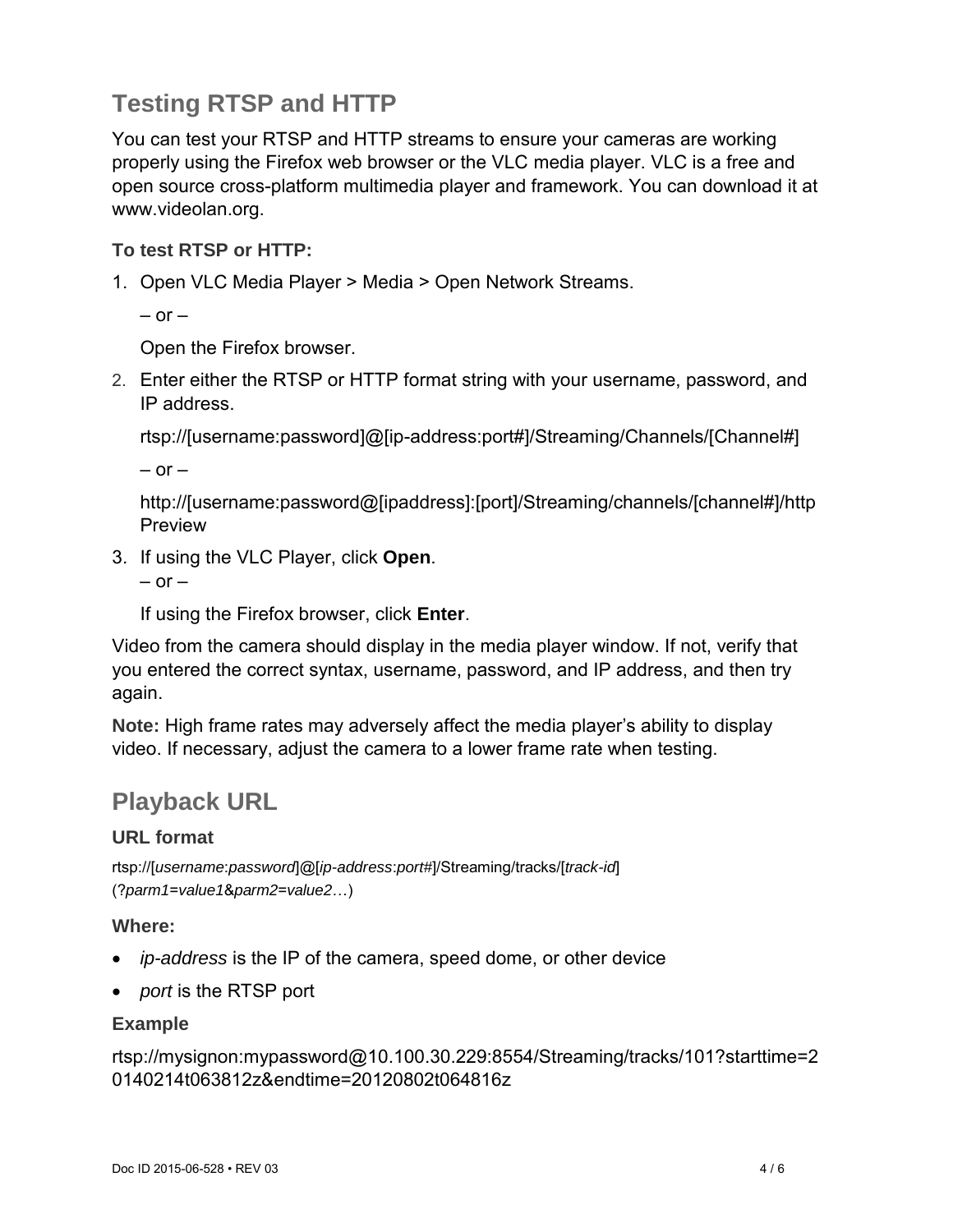## Testing RTSP and HTTP

You can test your RTSP and HTTP streams to ensure your cameras are working properly using the Firefox web browser or the VLC media player. VLC is a free and open source cross-platform multimedia player and framework. You can download it at www.videolan.org.

### To test RTSP or HTTP:

1. Open VLC Media Player > Media > Open Network Streams.

   – or –

   Open the Firefox browser.

2. Enter either the RTSP or HTTP format string with your username, password, and IP address.

   rtsp://[username:password]@[ip-address:port#]/Streaming/Channels/[Channel#]

   – or –

   http://[username:password@[ipaddress]:[port]/Streaming/channels/[channel#]/httpPreview

3. If using the VLC Player, click **Open**.

   – or –

   If using the Firefox browser, click **Enter**.

Video from the camera should display in the media player window. If not, verify that you entered the correct syntax, username, password, and IP address, and then try again.

**Note:** High frame rates may adversely affect the media player's ability to display video. If necessary, adjust the camera to a lower frame rate when testing.

## Playback URL

### URL format

rtsp://[*username*:*password*]@[*ip-address*:*port#*]/Streaming/tracks/[*track-id*](?*parm1*=*value1*&*parm2*=*value2*…)

### Where:

- *ip-address* is the IP of the camera, speed dome, or other device
- *port* is the RTSP port

### Example

rtsp://mysignon:mypassword@10.100.30.229:8554/Streaming/tracks/101?starttime=20140214t063812z&endtime=20120802t064816z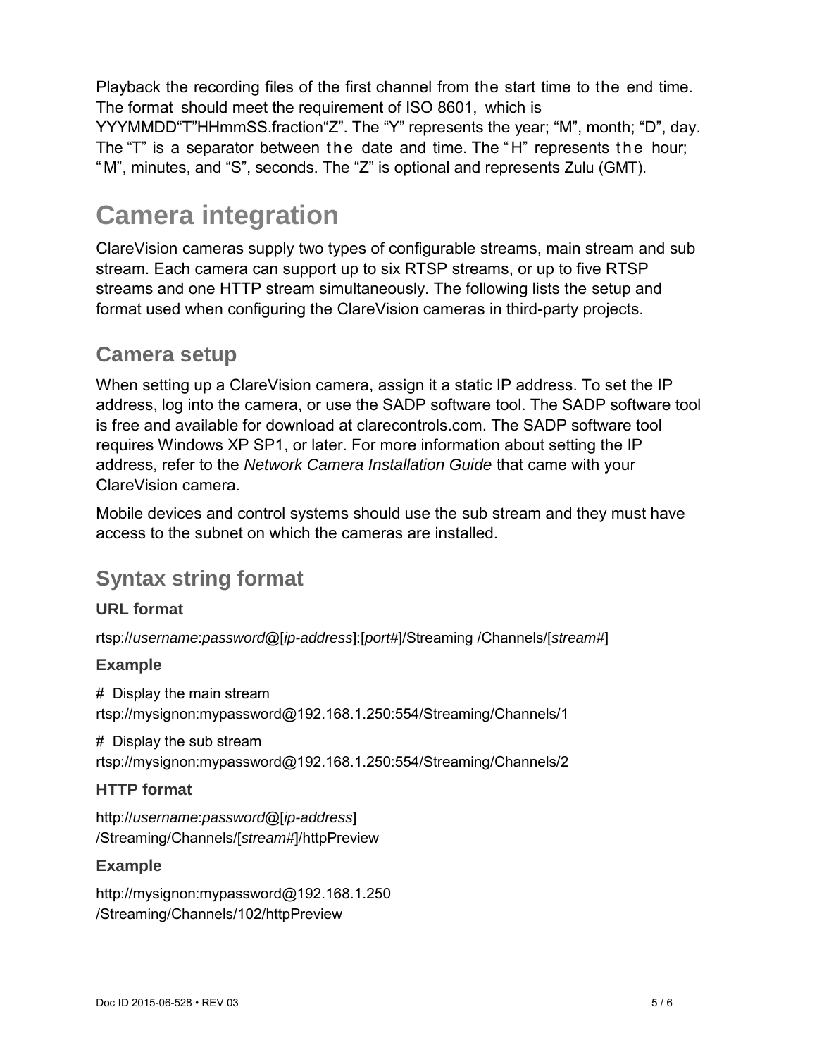Playback the recording files of the first channel from the start time to the end time. The format should meet the requirement of ISO 8601, which is YYYMMDD“T”HHmmSS.fraction“Z”. The “Y” represents the year; “M”, month; “D”, day. The “T” is a separator between the date and time. The “H” represents the hour; “M”, minutes, and “S”, seconds. The “Z” is optional and represents Zulu (GMT).

# Camera integration

ClareVision cameras supply two types of configurable streams, main stream and sub stream. Each camera can support up to six RTSP streams, or up to five RTSP streams and one HTTP stream simultaneously. The following lists the setup and format used when configuring the ClareVision cameras in third-party projects.

## Camera setup

When setting up a ClareVision camera, assign it a static IP address. To set the IP address, log into the camera, or use the SADP software tool. The SADP software tool is free and available for download at clarecontrols.com. The SADP software tool requires Windows XP SP1, or later. For more information about setting the IP address, refer to the *Network Camera Installation Guide* that came with your ClareVision camera.

Mobile devices and control systems should use the sub stream and they must have access to the subnet on which the cameras are installed.

## Syntax string format

### URL format

rtsp://*username*:*password*@[*ip-address*]:[*port#*]/Streaming /Channels/[*stream#*]

### Example

# Display the main stream
rtsp://mysignon:mypassword@192.168.1.250:554/Streaming/Channels/1

# Display the sub stream
rtsp://mysignon:mypassword@192.168.1.250:554/Streaming/Channels/2

### HTTP format

http://*username*:*password*@[*ip-address*]
/Streaming/Channels/[*stream#*]/httpPreview

### Example

http://mysignon:mypassword@192.168.1.250
/Streaming/Channels/102/httpPreview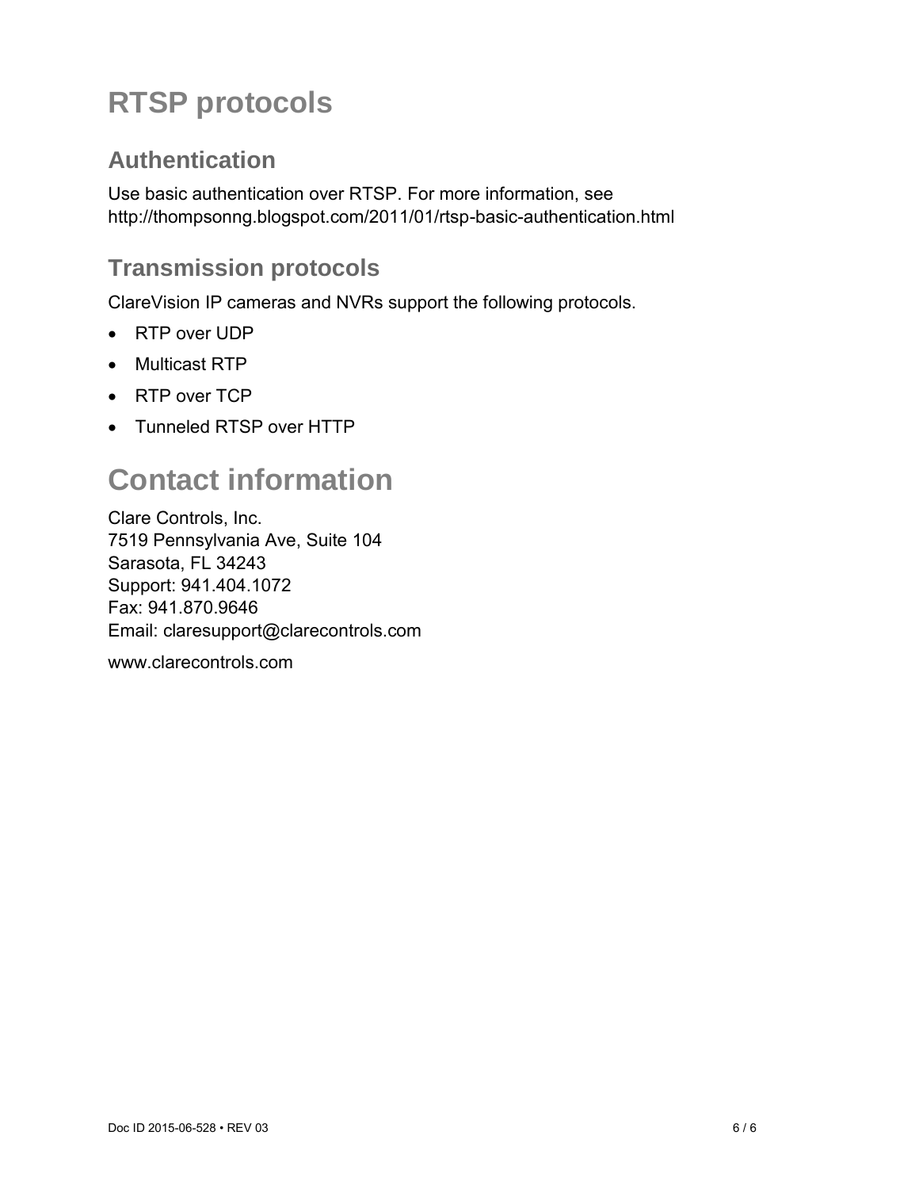# RTSP protocols

## Authentication

Use basic authentication over RTSP. For more information, see
http://thompsonng.blogspot.com/2011/01/rtsp-basic-authentication.html

## Transmission protocols

ClareVision IP cameras and NVRs support the following protocols.

- RTP over UDP
- Multicast RTP
- RTP over TCP
- Tunneled RTSP over HTTP

# Contact information

Clare Controls, Inc.
7519 Pennsylvania Ave, Suite 104
Sarasota, FL 34243
Support: 941.404.1072
Fax: 941.870.9646
Email: claresupport@clarecontrols.com

www.clarecontrols.com

Doc ID 2015-06-528 • REV 03